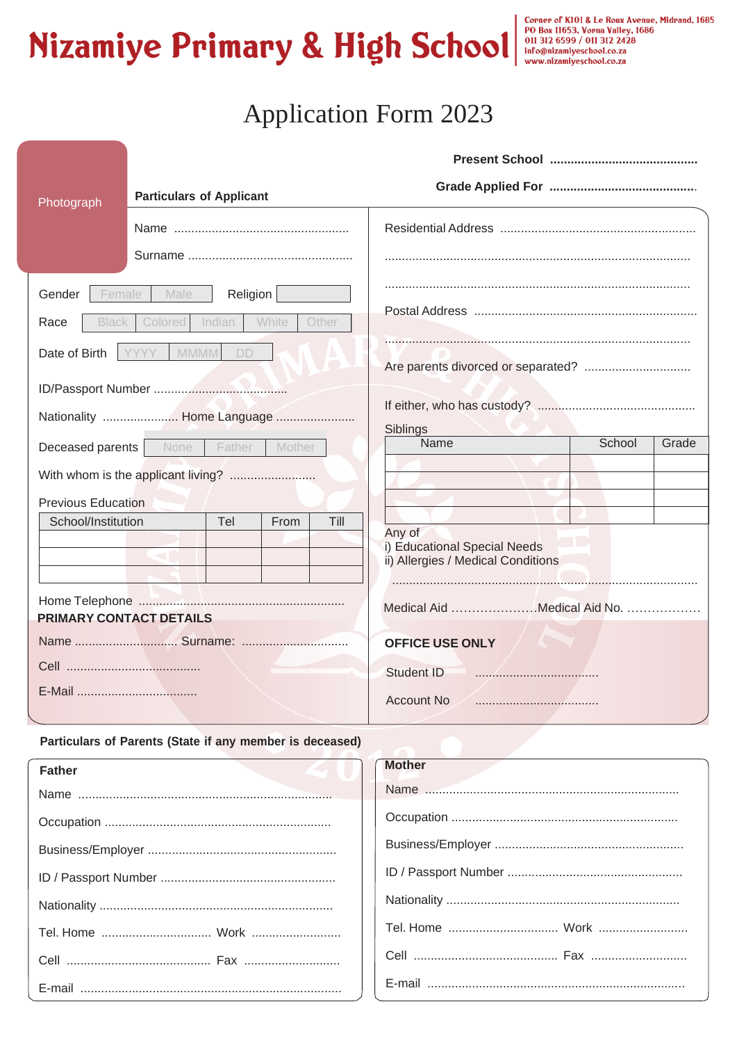# Nizamiye Primary & High School

Corner of K101 & Le Roux Avenue, Midrand, 1685
PO Box 11653, Vorna Valley, 1686
011 312 6599 / 011 312 2428
info@nizamiyeschool.co.za
www.nizamiyeschool.co.za

## Application Form 2023

Photograph

**Present School** ..........................................

**Grade Applied For** ..........................................

**Particulars of Applicant**

Name ..................................................

Surname ...............................................

Gender | Female | Male | Religion | |

Race | Black | Colored | Indian | White | Other |

Date of Birth | YYYY | MMMM | DD |

ID/Passport Number ......................................

Nationality ...................... Home Language .......................

Deceased parents | None | Father | Mother |

With whom is the applicant living? .........................

Previous Education

| School/Institution | Tel | From | Till |
|---|---|---|---|
| | | | |
| | | | |
| | | | |

Home Telephone ...........................................................

Residential Address ........................................................

.......................................................................................

.......................................................................................

Postal Address ................................................................

.......................................................................................

Are parents divorced or separated? ..............................

If either, who has custody? .............................................

Siblings

| Name | School | Grade |
|---|---|---|
| | | |
| | | |
| | | |
| | | |

Any of
i) Educational Special Needs
ii) Allergies / Medical Conditions

.......................................................................................

Medical Aid ......................Medical Aid No. ..................

**PRIMARY CONTACT DETAILS**

Name ............................. Surname: ..............................

Cell .......................................

E-Mail ..................................

**OFFICE USE ONLY**

Student ID ....................................

Account No ....................................

**Particulars of Parents (State if any member is deceased)**

**Father**

Name ........................................................................

Occupation .................................................................

Business/Employer ......................................................

ID / Passport Number ..................................................

Nationality ...................................................................

Tel. Home ................................ Work ..........................

Cell .......................................... Fax ............................

E-mail ..........................................................................

**Mother**

Name ........................................................................

Occupation .................................................................

Business/Employer ......................................................

ID / Passport Number ..................................................

Nationality ...................................................................

Tel. Home ................................ Work ..........................

Cell .......................................... Fax ............................

E-mail ..........................................................................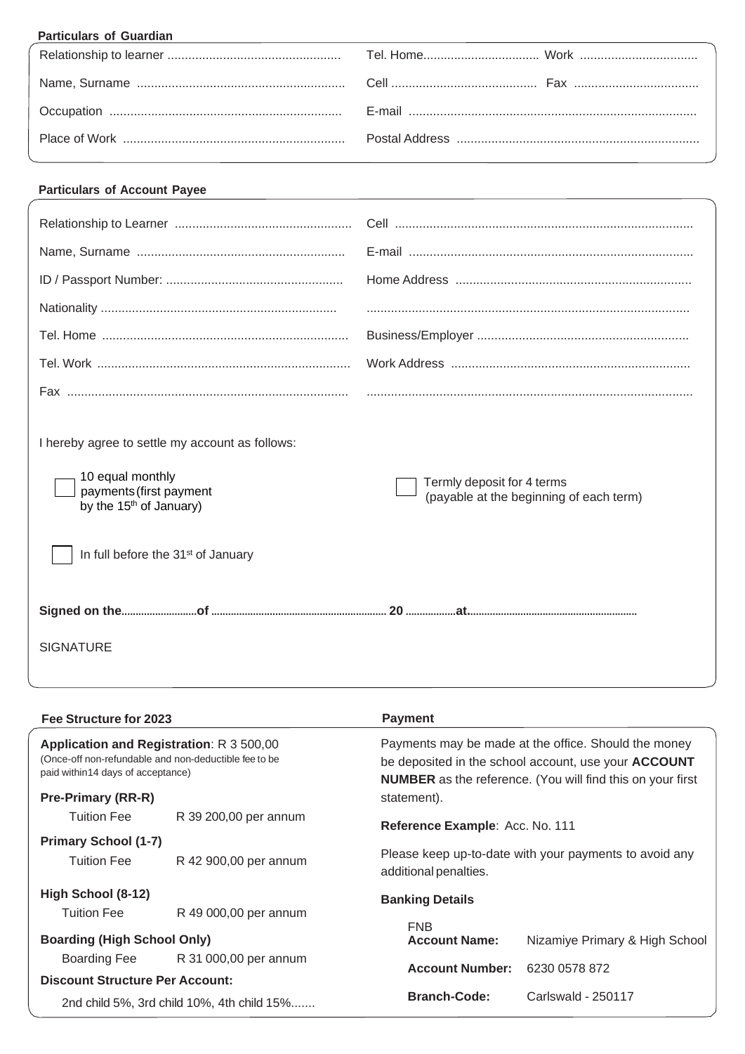## Particulars of Guardian

Relationship to learner ..................................................

Tel. Home.................................. Work ..................................

Name, Surname ............................................................

Cell ........................................... Fax ....................................

Occupation ..................................................................

E-mail ..................................................................................

Place of Work ................................................................

Postal Address .....................................................................

## Particulars of Account Payee

Relationship to Learner ...................................................

Cell .....................................................................................

Name, Surname ............................................................

E-mail .................................................................................

ID / Passport Number: ...................................................

Home Address ...................................................................

Nationality ....................................................................

............................................................................................

Tel. Home .......................................................................

Business/Employer ............................................................

Tel. Work .........................................................................

Work Address ....................................................................

Fax .................................................................................

.............................................................................................

I hereby agree to settle my account as follows:

☐ 10 equal monthly payments (first payment by the 15th of January)

☐ Termly deposit for 4 terms (payable at the beginning of each term)

☐ In full before the 31st of January

**Signed on the..........................of ........................................................... 20 ..................at..........................................................**

SIGNATURE

## Fee Structure for 2023

**Application and Registration**: R 3 500,00
(Once-off non-refundable and non-deductible fee to be paid within14 days of acceptance)

**Pre-Primary (RR-R)**

| | |
|---|---|
| Tuition Fee | R 39 200,00 per annum |

**Primary School (1-7)**

| | |
|---|---|
| Tuition Fee | R 42 900,00 per annum |

**High School (8-12)**

| | |
|---|---|
| Tuition Fee | R 49 000,00 per annum |

**Boarding (High School Only)**

| | |
|---|---|
| Boarding Fee | R 31 000,00 per annum |

**Discount Structure Per Account:**

2nd child 5%, 3rd child 10%, 4th child 15%.......

## Payment

Payments may be made at the office. Should the money be deposited in the school account, use your **ACCOUNT NUMBER** as the reference. (You will find this on your first statement).

**Reference Example**: Acc. No. 111

Please keep up-to-date with your payments to avoid any additional penalties.

**Banking Details**

FNB

| | |
|---|---|
| **Account Name:** | Nizamiye Primary & High School |
| **Account Number:** | 6230 0578 872 |
| **Branch-Code:** | Carlswald - 250117 |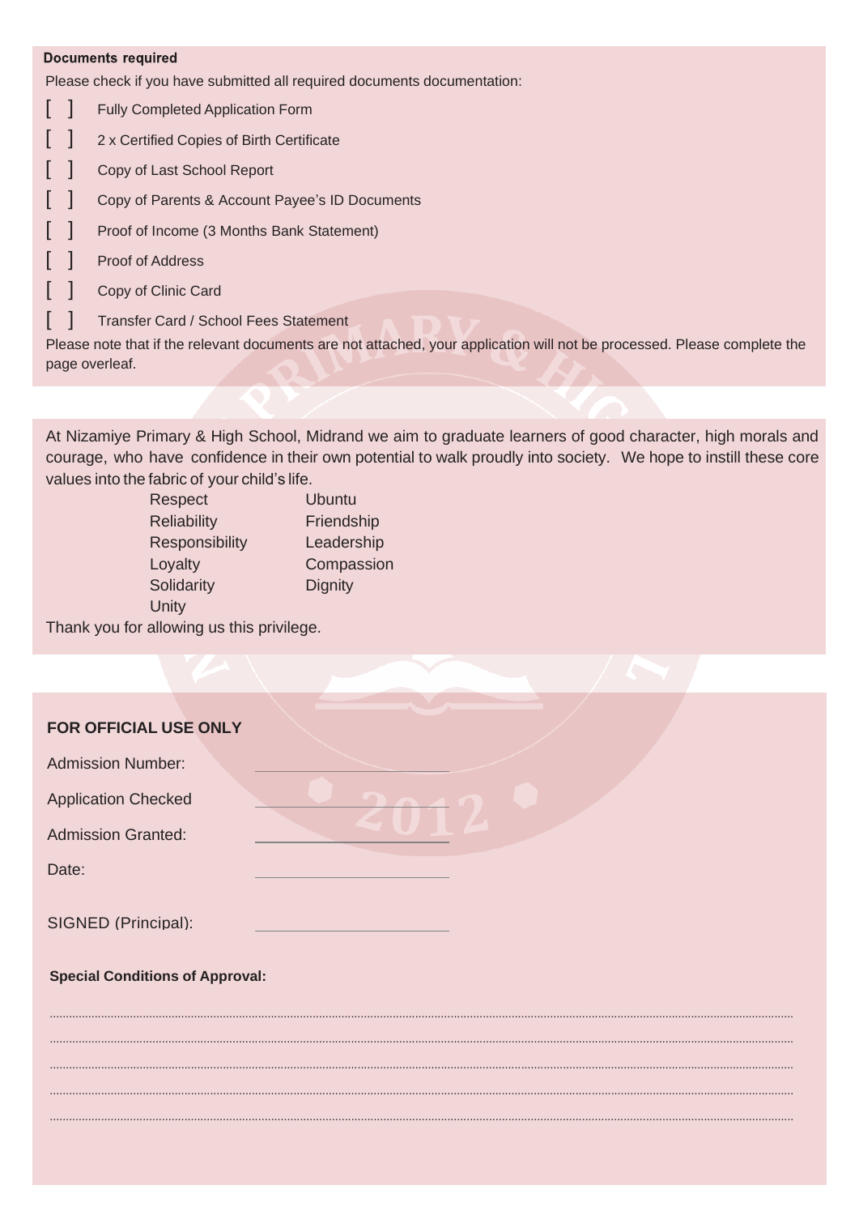**Documents required**

Please check if you have submitted all required documents documentation:

[ ] Fully Completed Application Form

[ ] 2 x Certified Copies of Birth Certificate

[ ] Copy of Last School Report

[ ] Copy of Parents & Account Payee's ID Documents

[ ] Proof of Income (3 Months Bank Statement)

[ ] Proof of Address

[ ] Copy of Clinic Card

[ ] Transfer Card / School Fees Statement

Please note that if the relevant documents are not attached, your application will not be processed. Please complete the page overleaf.

At Nizamiye Primary & High School, Midrand we aim to graduate learners of good character, high morals and courage, who have confidence in their own potential to walk proudly into society. We hope to instill these core values into the fabric of your child's life.

| | |
|---|---|
| Respect | Ubuntu |
| Reliability | Friendship |
| Responsibility | Leadership |
| Loyalty | Compassion |
| Solidarity | Dignity |
| Unity | |

Thank you for allowing us this privilege.

**FOR OFFICIAL USE ONLY**

Admission Number: ______________________

Application Checked ______________________

Admission Granted: ______________________

Date: ______________________

SIGNED (Principal): ______________________

**Special Conditions of Approval:**

..................................................................................................................................................................................................

..................................................................................................................................................................................................

..................................................................................................................................................................................................

..................................................................................................................................................................................................

..................................................................................................................................................................................................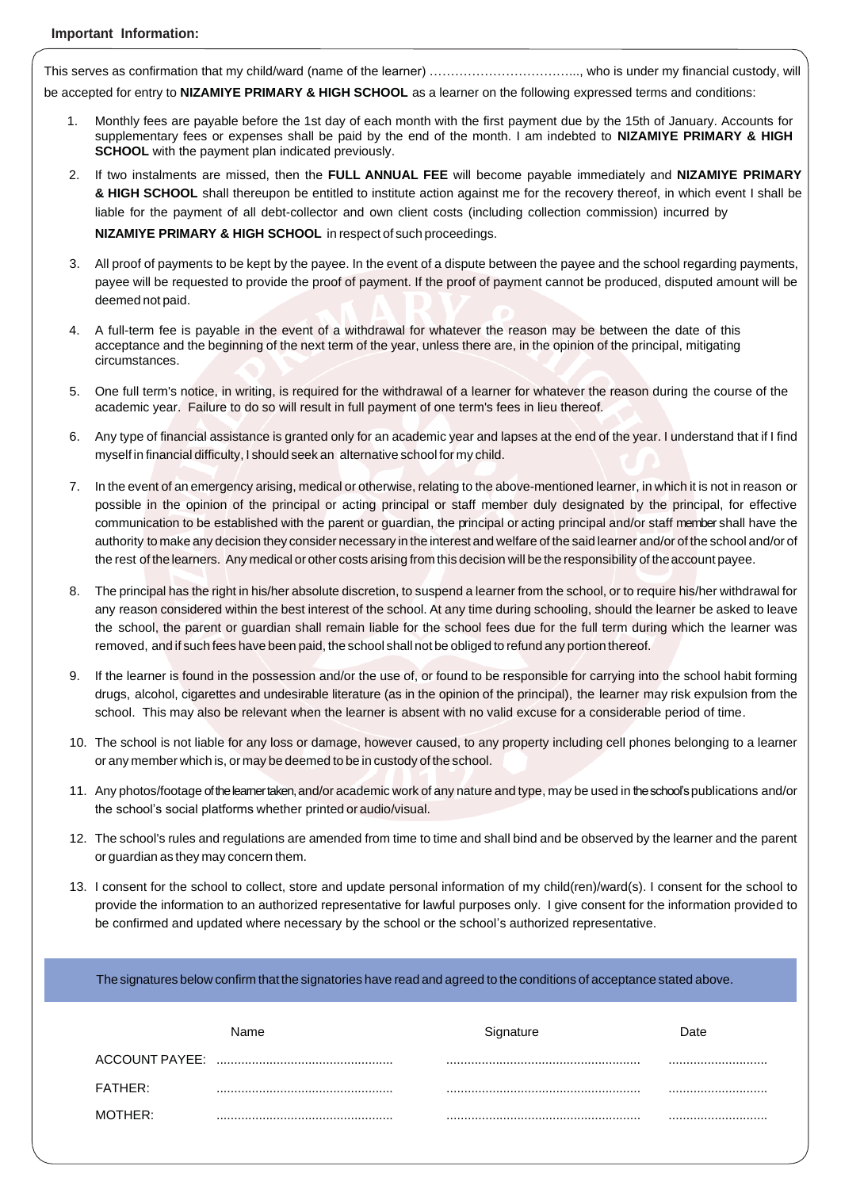**Important Information:**

This serves as confirmation that my child/ward (name of the learner) ……………………………..., who is under my financial custody, will be accepted for entry to **NIZAMIYE PRIMARY & HIGH SCHOOL** as a learner on the following expressed terms and conditions:

1. Monthly fees are payable before the 1st day of each month with the first payment due by the 15th of January. Accounts for supplementary fees or expenses shall be paid by the end of the month. I am indebted to **NIZAMIYE PRIMARY & HIGH SCHOOL** with the payment plan indicated previously.
2. If two instalments are missed, then the **FULL ANNUAL FEE** will become payable immediately and **NIZAMIYE PRIMARY & HIGH SCHOOL** shall thereupon be entitled to institute action against me for the recovery thereof, in which event I shall be liable for the payment of all debt-collector and own client costs (including collection commission) incurred by **NIZAMIYE PRIMARY & HIGH SCHOOL** in respect of such proceedings.
3. All proof of payments to be kept by the payee. In the event of a dispute between the payee and the school regarding payments, payee will be requested to provide the proof of payment. If the proof of payment cannot be produced, disputed amount will be deemed not paid.
4. A full-term fee is payable in the event of a withdrawal for whatever the reason may be between the date of this acceptance and the beginning of the next term of the year, unless there are, in the opinion of the principal, mitigating circumstances.
5. One full term's notice, in writing, is required for the withdrawal of a learner for whatever the reason during the course of the academic year. Failure to do so will result in full payment of one term's fees in lieu thereof.
6. Any type of financial assistance is granted only for an academic year and lapses at the end of the year. I understand that if I find myself in financial difficulty, I should seek an alternative school for my child.
7. In the event of an emergency arising, medical or otherwise, relating to the above-mentioned learner, in which it is not in reason or possible in the opinion of the principal or acting principal or staff member duly designated by the principal, for effective communication to be established with the parent or guardian, the principal or acting principal and/or staff member shall have the authority to make any decision they consider necessary in the interest and welfare of the said learner and/or of the school and/or of the rest of the learners. Any medical or other costs arising from this decision will be the responsibility of the account payee.
8. The principal has the right in his/her absolute discretion, to suspend a learner from the school, or to require his/her withdrawal for any reason considered within the best interest of the school. At any time during schooling, should the learner be asked to leave the school, the parent or guardian shall remain liable for the school fees due for the full term during which the learner was removed, and if such fees have been paid, the school shall not be obliged to refund any portion thereof.
9. If the learner is found in the possession and/or the use of, or found to be responsible for carrying into the school habit forming drugs, alcohol, cigarettes and undesirable literature (as in the opinion of the principal), the learner may risk expulsion from the school. This may also be relevant when the learner is absent with no valid excuse for a considerable period of time.
10. The school is not liable for any loss or damage, however caused, to any property including cell phones belonging to a learner or any member which is, or may be deemed to be in custody of the school.
11. Any photos/footage of the learner taken, and/or academic work of any nature and type, may be used in the school's publications and/or the school's social platforms whether printed or audio/visual.
12. The school's rules and regulations are amended from time to time and shall bind and be observed by the learner and the parent or guardian as they may concern them.
13. I consent for the school to collect, store and update personal information of my child(ren)/ward(s). I consent for the school to provide the information to an authorized representative for lawful purposes only. I give consent for the information provided to be confirmed and updated where necessary by the school or the school's authorized representative.

The signatures below confirm that the signatories have read and agreed to the conditions of acceptance stated above.

| | Name | Signature | Date |
|---|---|---|---|
| ACCOUNT PAYEE: | .................................................. | ....................................................... | ............................ |
| FATHER: | .................................................. | ....................................................... | ............................ |
| MOTHER: | .................................................. | ....................................................... | ............................ |